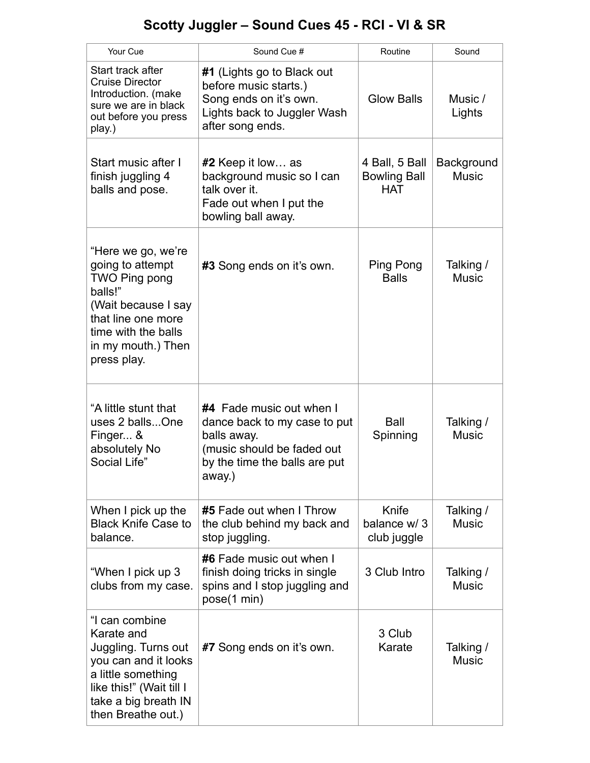# Scotty Juggler – Sound Cues 45 - RCI - VI & SR

| Your Cue | Sound Cue # | Routine | Sound |
|---|---|---|---|
| Start track after Cruise Director Introduction. (make sure we are in black out before you press play.) | **#1** (Lights go to Black out before music starts.) Song ends on it's own. Lights back to Juggler Wash after song ends. | Glow Balls | Music / Lights |
| Start music after I finish juggling 4 balls and pose. | **#2** Keep it low… as background music so I can talk over it. Fade out when I put the bowling ball away. | 4 Ball, 5 Ball Bowling Ball HAT | Background Music |
| "Here we go, we're going to attempt TWO Ping pong balls!" (Wait because I say that line one more time with the balls in my mouth.) Then press play. | **#3** Song ends on it's own. | Ping Pong Balls | Talking / Music |
| "A little stunt that uses 2 balls...One Finger... & absolutely No Social Life" | **#4** Fade music out when I dance back to my case to put balls away. (music should be faded out by the time the balls are put away.) | Ball Spinning | Talking / Music |
| When I pick up the Black Knife Case to balance. | **#5** Fade out when I Throw the club behind my back and stop juggling. | Knife balance w/ 3 club juggle | Talking / Music |
| "When I pick up 3 clubs from my case. | **#6** Fade music out when I finish doing tricks in single spins and I stop juggling and pose(1 min) | 3 Club Intro | Talking / Music |
| "I can combine Karate and Juggling. Turns out you can and it looks a little something like this!" (Wait till I take a big breath IN then Breathe out.) | **#7** Song ends on it's own. | 3 Club Karate | Talking / Music |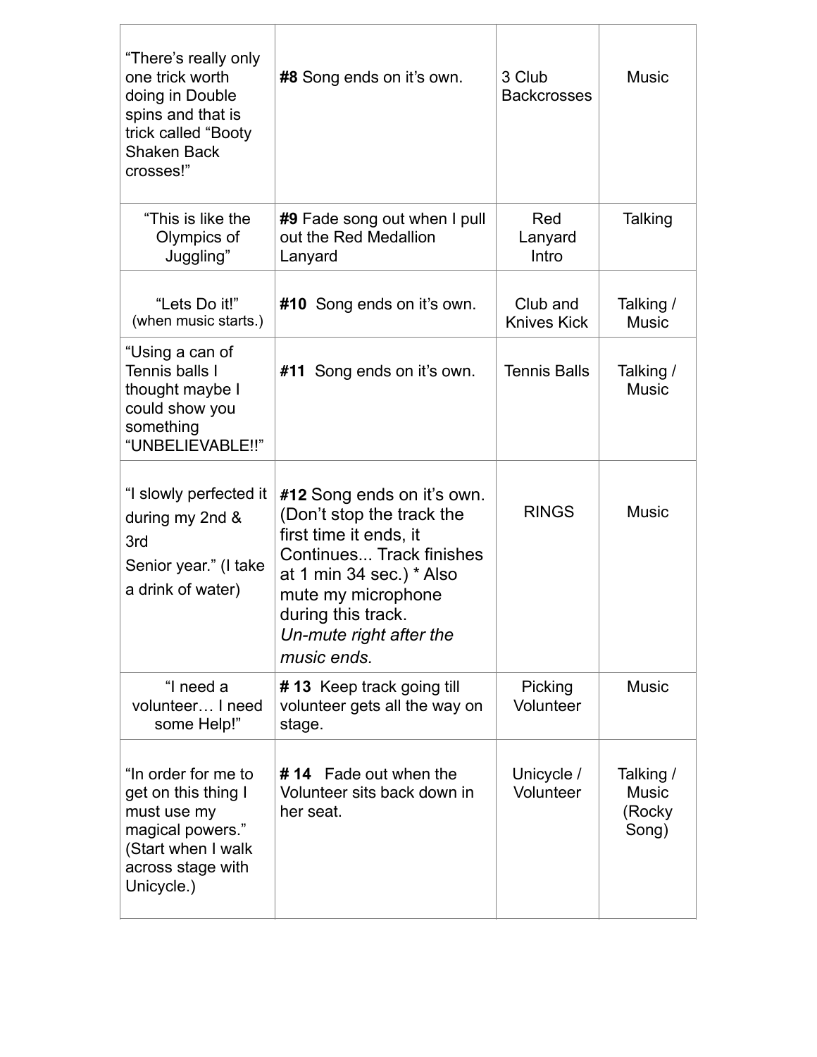| | | | |
|---|---|---|---|
| "There's really only one trick worth doing in Double spins and that is trick called "Booty Shaken Back crosses!" | **#8** Song ends on it's own. | 3 Club Backcrosses | Music |
| "This is like the Olympics of Juggling" | **#9** Fade song out when I pull out the Red Medallion Lanyard | Red Lanyard Intro | Talking |
| "Lets Do it!" (when music starts.) | **#10** Song ends on it's own. | Club and Knives Kick | Talking / Music |
| "Using a can of Tennis balls I thought maybe I could show you something "UNBELIEVABLE!!" | **#11** Song ends on it's own. | Tennis Balls | Talking / Music |
| "I slowly perfected it during my 2nd & 3rd Senior year." (I take a drink of water) | **#12** Song ends on it's own. (Don't stop the track the first time it ends, it Continues... Track finishes at 1 min 34 sec.) * Also mute my microphone during this track. *Un-mute right after the music ends.* | RINGS | Music |
| "I need a volunteer… I need some Help!" | **# 13** Keep track going till volunteer gets all the way on stage. | Picking Volunteer | Music |
| "In order for me to get on this thing I must use my magical powers." (Start when I walk across stage with Unicycle.) | **# 14** Fade out when the Volunteer sits back down in her seat. | Unicycle / Volunteer | Talking / Music (Rocky Song) |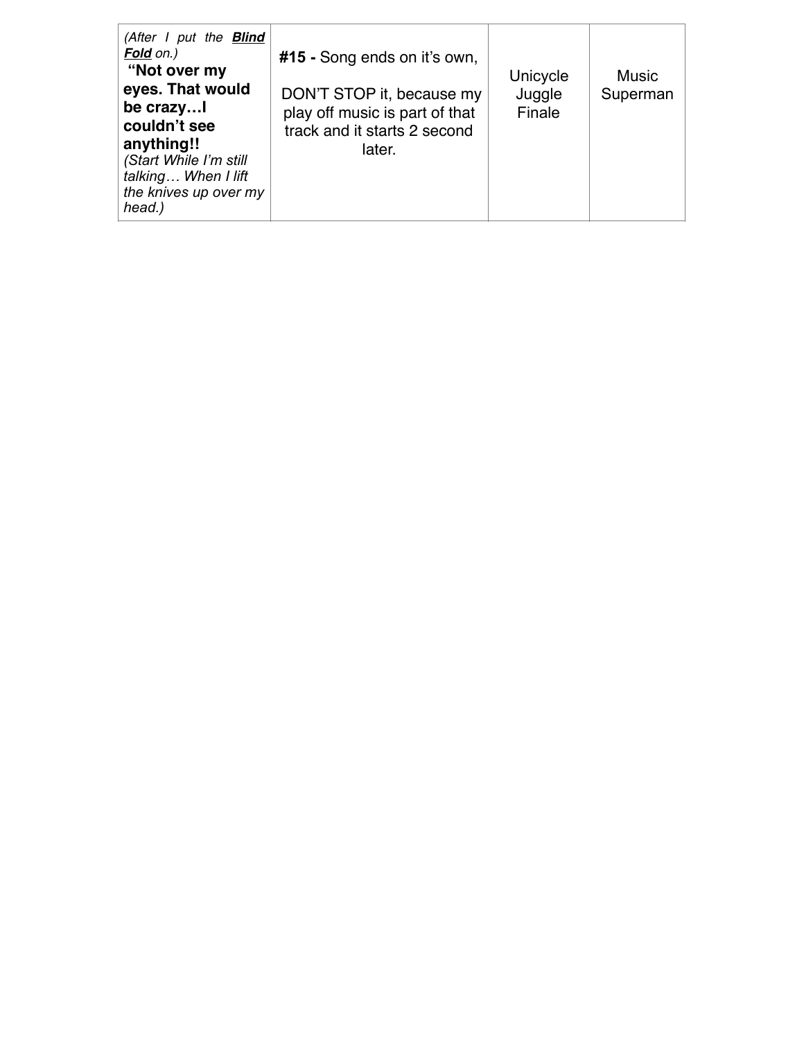| | | | |
|---|---|---|---|
| *(After I put the* ***Blind Fold*** *on.)* **"Not over my eyes. That would be crazy…I couldn't see anything!!** *(Start While I'm still talking… When I lift the knives up over my head.)* | **#15 -** Song ends on it's own, DON'T STOP it, because my play off music is part of that track and it starts 2 second later. | Unicycle Juggle Finale | Music Superman |